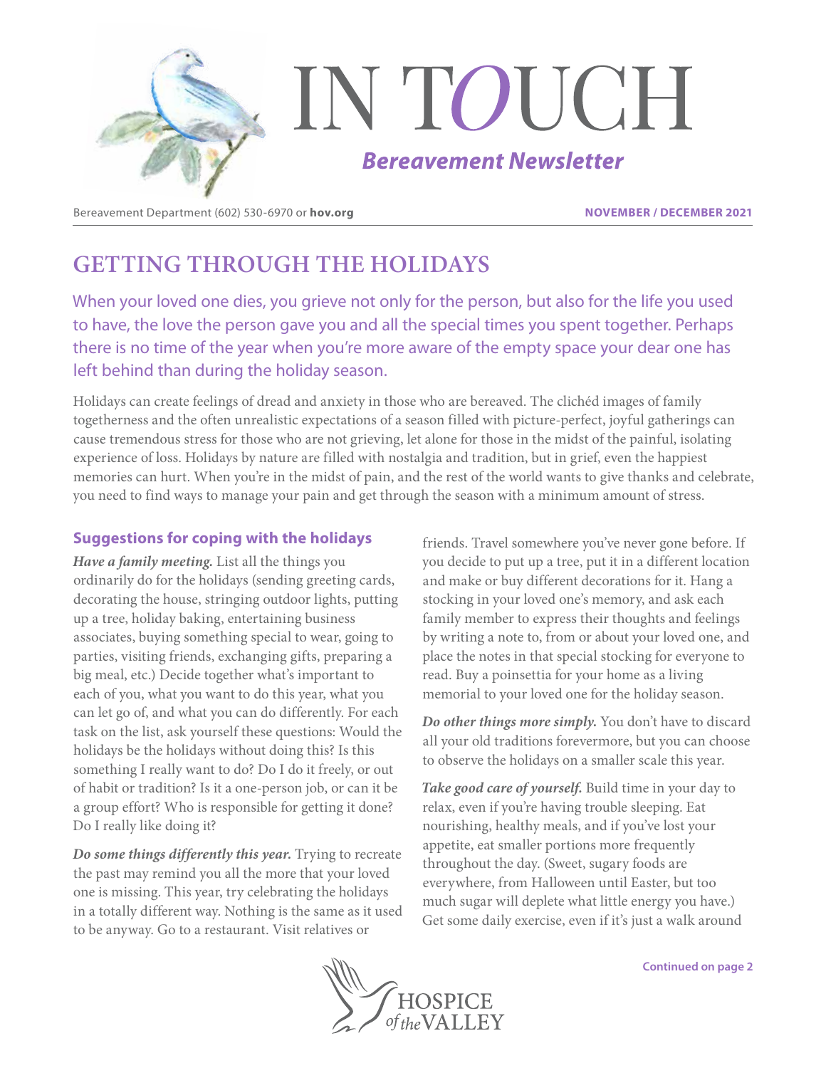# IN TOUCH

## *Bereavement Newsletter*

Bereavement Department (602) 530-6970 or **hov.org**

**NOVEMBER / DECEMBER 2021**

# GETTING THROUGH THE HOLIDAYS

When your loved one dies, you grieve not only for the person, but also for the life you used to have, the love the person gave you and all the special times you spent together. Perhaps there is no time of the year when you're more aware of the empty space your dear one has left behind than during the holiday season.

Holidays can create feelings of dread and anxiety in those who are bereaved. The clichéd images of family togetherness and the often unrealistic expectations of a season filled with picture-perfect, joyful gatherings can cause tremendous stress for those who are not grieving, let alone for those in the midst of the painful, isolating experience of loss. Holidays by nature are filled with nostalgia and tradition, but in grief, even the happiest memories can hurt. When you're in the midst of pain, and the rest of the world wants to give thanks and celebrate, you need to find ways to manage your pain and get through the season with a minimum amount of stress.

### Suggestions for coping with the holidays

***Have a family meeting.*** List all the things you ordinarily do for the holidays (sending greeting cards, decorating the house, stringing outdoor lights, putting up a tree, holiday baking, entertaining business associates, buying something special to wear, going to parties, visiting friends, exchanging gifts, preparing a big meal, etc.) Decide together what's important to each of you, what you want to do this year, what you can let go of, and what you can do differently. For each task on the list, ask yourself these questions: Would the holidays be the holidays without doing this? Is this something I really want to do? Do I do it freely, or out of habit or tradition? Is it a one-person job, or can it be a group effort? Who is responsible for getting it done? Do I really like doing it?

***Do some things differently this year.*** Trying to recreate the past may remind you all the more that your loved one is missing. This year, try celebrating the holidays in a totally different way. Nothing is the same as it used to be anyway. Go to a restaurant. Visit relatives or friends. Travel somewhere you've never gone before. If you decide to put up a tree, put it in a different location and make or buy different decorations for it. Hang a stocking in your loved one's memory, and ask each family member to express their thoughts and feelings by writing a note to, from or about your loved one, and place the notes in that special stocking for everyone to read. Buy a poinsettia for your home as a living memorial to your loved one for the holiday season.

***Do other things more simply.*** You don't have to discard all your old traditions forevermore, but you can choose to observe the holidays on a smaller scale this year.

***Take good care of yourself.*** Build time in your day to relax, even if you're having trouble sleeping. Eat nourishing, healthy meals, and if you've lost your appetite, eat smaller portions more frequently throughout the day. (Sweet, sugary foods are everywhere, from Halloween until Easter, but too much sugar will deplete what little energy you have.) Get some daily exercise, even if it's just a walk around

**Continued on page 2**

HOSPICE *of the* VALLEY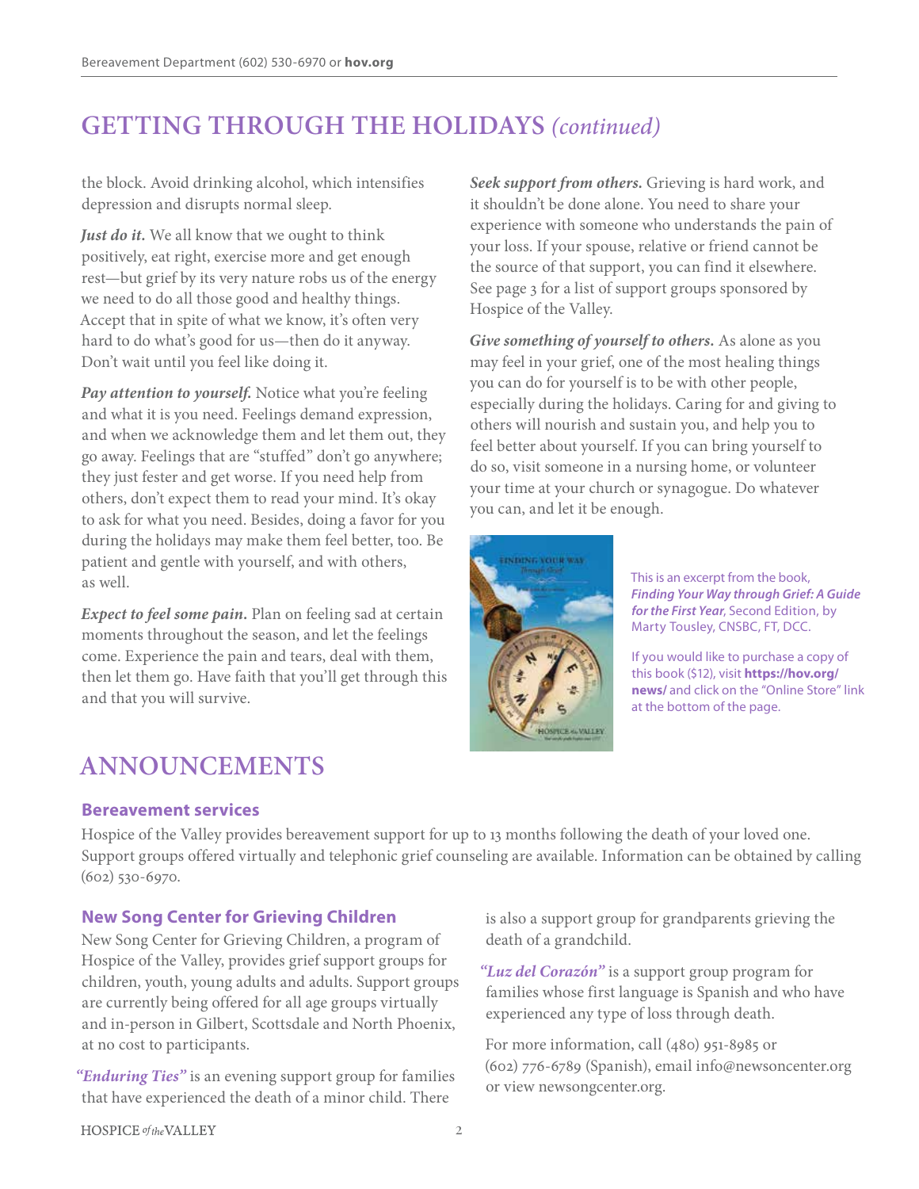# GETTING THROUGH THE HOLIDAYS *(continued)*

the block. Avoid drinking alcohol, which intensifies depression and disrupts normal sleep.

***Just do it.*** We all know that we ought to think positively, eat right, exercise more and get enough rest—but grief by its very nature robs us of the energy we need to do all those good and healthy things. Accept that in spite of what we know, it's often very hard to do what's good for us—then do it anyway. Don't wait until you feel like doing it.

***Pay attention to yourself.*** Notice what you're feeling and what it is you need. Feelings demand expression, and when we acknowledge them and let them out, they go away. Feelings that are "stuffed" don't go anywhere; they just fester and get worse. If you need help from others, don't expect them to read your mind. It's okay to ask for what you need. Besides, doing a favor for you during the holidays may make them feel better, too. Be patient and gentle with yourself, and with others, as well.

***Expect to feel some pain.*** Plan on feeling sad at certain moments throughout the season, and let the feelings come. Experience the pain and tears, deal with them, then let them go. Have faith that you'll get through this and that you will survive.

***Seek support from others.*** Grieving is hard work, and it shouldn't be done alone. You need to share your experience with someone who understands the pain of your loss. If your spouse, relative or friend cannot be the source of that support, you can find it elsewhere. See page 3 for a list of support groups sponsored by Hospice of the Valley.

***Give something of yourself to others.*** As alone as you may feel in your grief, one of the most healing things you can do for yourself is to be with other people, especially during the holidays. Caring for and giving to others will nourish and sustain you, and help you to feel better about yourself. If you can bring yourself to do so, visit someone in a nursing home, or volunteer your time at your church or synagogue. Do whatever you can, and let it be enough.

This is an excerpt from the book, ***Finding Your Way through Grief: A Guide for the First Year***, Second Edition, by Marty Tousley, CNSBC, FT, DCC.

If you would like to purchase a copy of this book ($12), visit **https://hov.org/news/** and click on the "Online Store" link at the bottom of the page.

# ANNOUNCEMENTS

### Bereavement services

Hospice of the Valley provides bereavement support for up to 13 months following the death of your loved one. Support groups offered virtually and telephonic grief counseling are available. Information can be obtained by calling (602) 530-6970.

### New Song Center for Grieving Children

New Song Center for Grieving Children, a program of Hospice of the Valley, provides grief support groups for children, youth, young adults and adults. Support groups are currently being offered for all age groups virtually and in-person in Gilbert, Scottsdale and North Phoenix, at no cost to participants.

***"Enduring Ties"*** is an evening support group for families that have experienced the death of a minor child. There is also a support group for grandparents grieving the death of a grandchild.

***"Luz del Corazón"*** is a support group program for families whose first language is Spanish and who have experienced any type of loss through death.

For more information, call (480) 951-8985 or (602) 776-6789 (Spanish), email info@newsoncenter.org or view newsongcenter.org.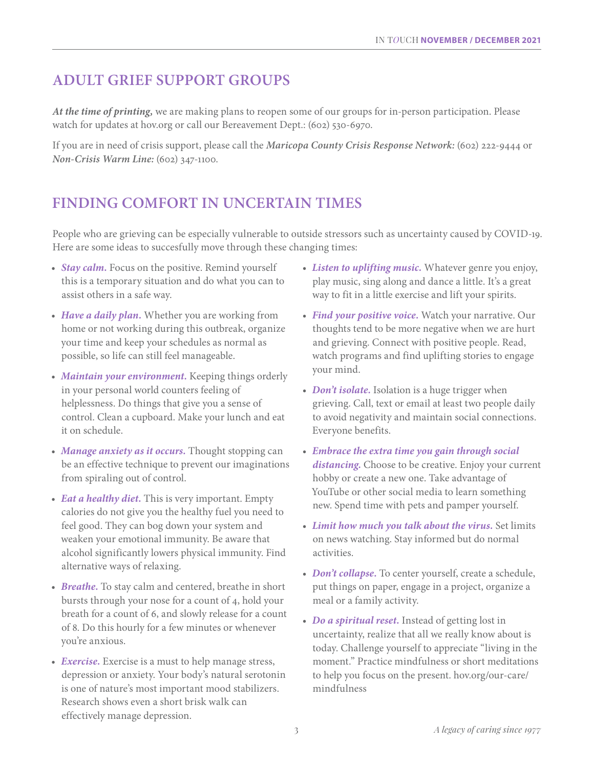## ADULT GRIEF SUPPORT GROUPS

***At the time of printing,*** we are making plans to reopen some of our groups for in-person participation. Please watch for updates at hov.org or call our Bereavement Dept.: (602) 530-6970.

If you are in need of crisis support, please call the ***Maricopa County Crisis Response Network:*** (602) 222-9444 or ***Non-Crisis Warm Line:*** (602) 347-1100.

## FINDING COMFORT IN UNCERTAIN TIMES

People who are grieving can be especially vulnerable to outside stressors such as uncertainty caused by COVID-19. Here are some ideas to succesfully move through these changing times:

- ***Stay calm.*** Focus on the positive. Remind yourself this is a temporary situation and do what you can to assist others in a safe way.
- ***Have a daily plan.*** Whether you are working from home or not working during this outbreak, organize your time and keep your schedules as normal as possible, so life can still feel manageable.
- ***Maintain your environment.*** Keeping things orderly in your personal world counters feeling of helplessness. Do things that give you a sense of control. Clean a cupboard. Make your lunch and eat it on schedule.
- ***Manage anxiety as it occurs.*** Thought stopping can be an effective technique to prevent our imaginations from spiraling out of control.
- ***Eat a healthy diet.*** This is very important. Empty calories do not give you the healthy fuel you need to feel good. They can bog down your system and weaken your emotional immunity. Be aware that alcohol significantly lowers physical immunity. Find alternative ways of relaxing.
- ***Breathe.*** To stay calm and centered, breathe in short bursts through your nose for a count of 4, hold your breath for a count of 6, and slowly release for a count of 8. Do this hourly for a few minutes or whenever you're anxious.
- ***Exercise.*** Exercise is a must to help manage stress, depression or anxiety. Your body's natural serotonin is one of nature's most important mood stabilizers. Research shows even a short brisk walk can effectively manage depression.
- ***Listen to uplifting music.*** Whatever genre you enjoy, play music, sing along and dance a little. It's a great way to fit in a little exercise and lift your spirits.
- ***Find your positive voice.*** Watch your narrative. Our thoughts tend to be more negative when we are hurt and grieving. Connect with positive people. Read, watch programs and find uplifting stories to engage your mind.
- ***Don't isolate.*** Isolation is a huge trigger when grieving. Call, text or email at least two people daily to avoid negativity and maintain social connections. Everyone benefits.
- ***Embrace the extra time you gain through social distancing.*** Choose to be creative. Enjoy your current hobby or create a new one. Take advantage of YouTube or other social media to learn something new. Spend time with pets and pamper yourself.
- ***Limit how much you talk about the virus.*** Set limits on news watching. Stay informed but do normal activities.
- ***Don't collapse.*** To center yourself, create a schedule, put things on paper, engage in a project, organize a meal or a family activity.
- ***Do a spiritual reset.*** Instead of getting lost in uncertainty, realize that all we really know about is today. Challenge yourself to appreciate "living in the moment." Practice mindfulness or short meditations to help you focus on the present. hov.org/our-care/mindfulness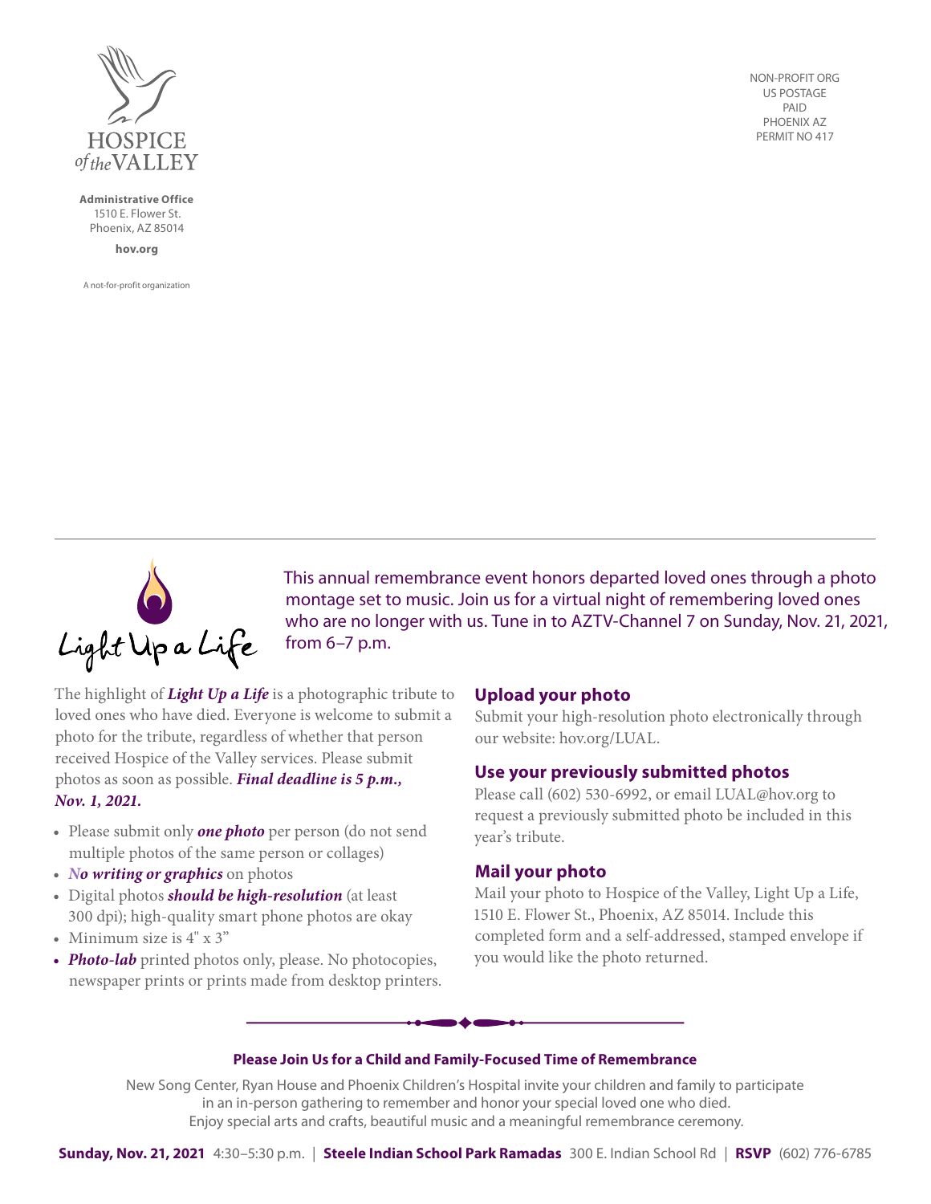HOSPICE of the VALLEY

**Administrative Office**
1510 E. Flower St.
Phoenix, AZ 85014

**hov.org**

A not-for-profit organization

NON-PROFIT ORG
US POSTAGE
PAID
PHOENIX AZ
PERMIT NO 417

---

# Light Up a Life

This annual remembrance event honors departed loved ones through a photo montage set to music. Join us for a virtual night of remembering loved ones who are no longer with us. Tune in to AZTV-Channel 7 on Sunday, Nov. 21, 2021, from 6–7 p.m.

The highlight of ***Light Up a Life*** is a photographic tribute to loved ones who have died. Everyone is welcome to submit a photo for the tribute, regardless of whether that person received Hospice of the Valley services. Please submit photos as soon as possible. ***Final deadline is 5 p.m., Nov. 1, 2021.***

- Please submit only ***one photo*** per person (do not send multiple photos of the same person or collages)
- ***No writing or graphics*** on photos
- Digital photos ***should be high-resolution*** (at least 300 dpi); high-quality smart phone photos are okay
- Minimum size is 4" x 3"
- ***Photo-lab*** printed photos only, please. No photocopies, newspaper prints or prints made from desktop printers.

## Upload your photo

Submit your high-resolution photo electronically through our website: hov.org/LUAL.

## Use your previously submitted photos

Please call (602) 530-6992, or email LUAL@hov.org to request a previously submitted photo be included in this year's tribute.

## Mail your photo

Mail your photo to Hospice of the Valley, Light Up a Life, 1510 E. Flower St., Phoenix, AZ 85014. Include this completed form and a self-addressed, stamped envelope if you would like the photo returned.

---

**Please Join Us for a Child and Family-Focused Time of Remembrance**

New Song Center, Ryan House and Phoenix Children's Hospital invite your children and family to participate in an in-person gathering to remember and honor your special loved one who died. Enjoy special arts and crafts, beautiful music and a meaningful remembrance ceremony.

**Sunday, Nov. 21, 2021** 4:30–5:30 p.m. | **Steele Indian School Park Ramadas** 300 E. Indian School Rd | **RSVP** (602) 776-6785